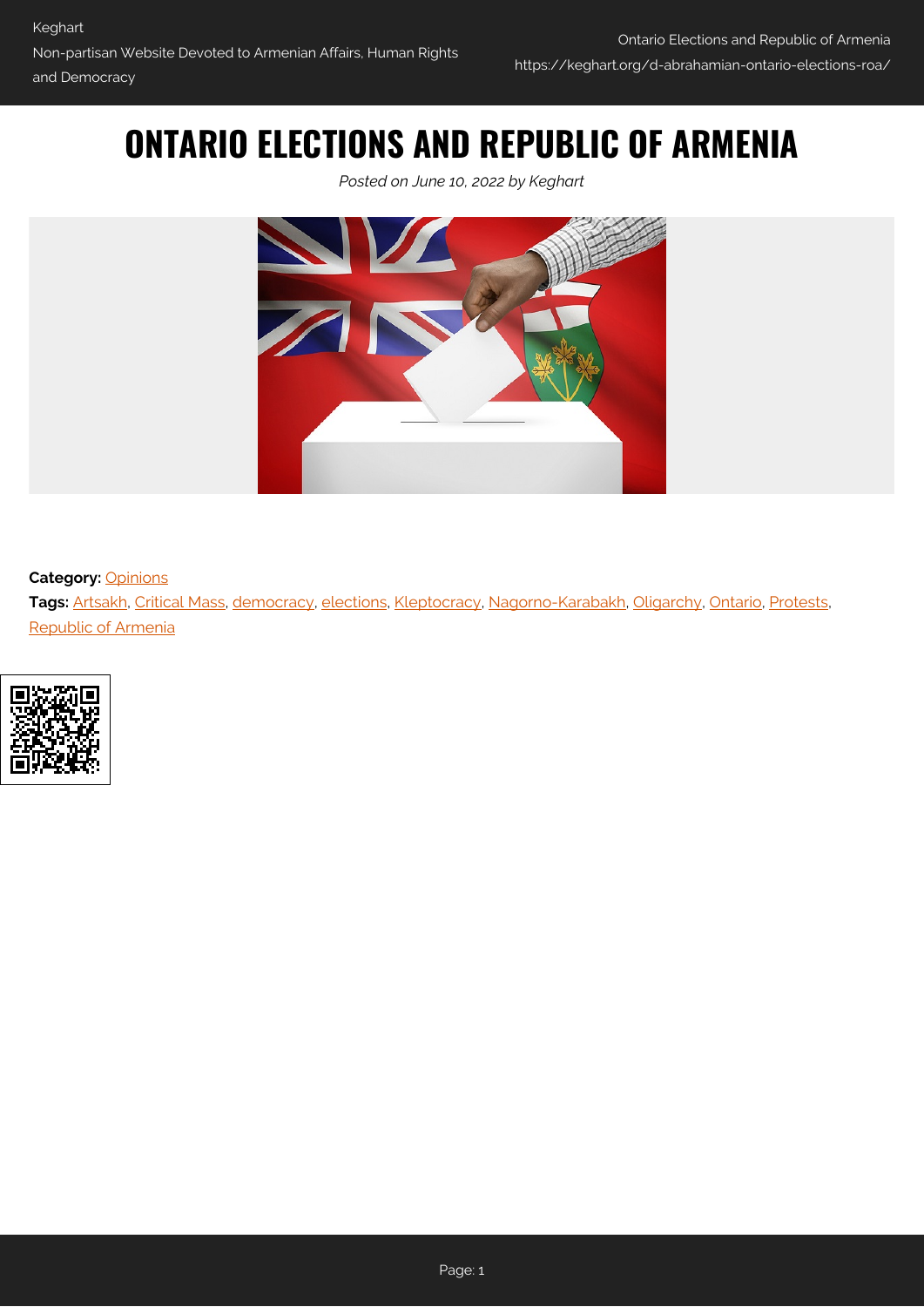# ONTARIO ELECTIONS AND REPUBLIC OF ARMENIA

*Posted on June 10, 2022 by Keghart*

**Category:** Opinions

**Tags:** Artsakh, Critical Mass, democracy, elections, Kleptocracy, Nagorno-Karabakh, Oligarchy, Ontario, Protests, Republic of Armenia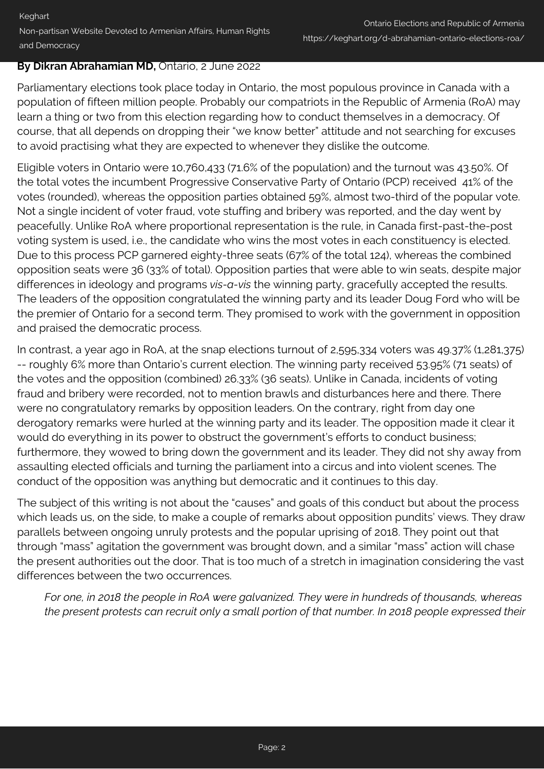**By Dikran Abrahamian MD,** Ontario, 2 June 2022

Parliamentary elections took place today in Ontario, the most populous province in Canada with a population of fifteen million people. Probably our compatriots in the Republic of Armenia (RoA) may learn a thing or two from this election regarding how to conduct themselves in a democracy. Of course, that all depends on dropping their "we know better" attitude and not searching for excuses to avoid practising what they are expected to whenever they dislike the outcome.

Eligible voters in Ontario were 10,760,433 (71.6% of the population) and the turnout was 43.50%. Of the total votes the incumbent Progressive Conservative Party of Ontario (PCP) received 41% of the votes (rounded), whereas the opposition parties obtained 59%, almost two-third of the popular vote. Not a single incident of voter fraud, vote stuffing and bribery was reported, and the day went by peacefully. Unlike RoA where proportional representation is the rule, in Canada first-past-the-post voting system is used, i.e., the candidate who wins the most votes in each constituency is elected. Due to this process PCP garnered eighty-three seats (67% of the total 124), whereas the combined opposition seats were 36 (33% of total). Opposition parties that were able to win seats, despite major differences in ideology and programs *vis-a-vis* the winning party, gracefully accepted the results. The leaders of the opposition congratulated the winning party and its leader Doug Ford who will be the premier of Ontario for a second term. They promised to work with the government in opposition and praised the democratic process.

In contrast, a year ago in RoA, at the snap elections turnout of 2,595,334 voters was 49.37% (1,281,375) -- roughly 6% more than Ontario's current election. The winning party received 53.95% (71 seats) of the votes and the opposition (combined) 26.33% (36 seats). Unlike in Canada, incidents of voting fraud and bribery were recorded, not to mention brawls and disturbances here and there. There were no congratulatory remarks by opposition leaders. On the contrary, right from day one derogatory remarks were hurled at the winning party and its leader. The opposition made it clear it would do everything in its power to obstruct the government's efforts to conduct business; furthermore, they wowed to bring down the government and its leader. They did not shy away from assaulting elected officials and turning the parliament into a circus and into violent scenes. The conduct of the opposition was anything but democratic and it continues to this day.

The subject of this writing is not about the "causes" and goals of this conduct but about the process which leads us, on the side, to make a couple of remarks about opposition pundits' views. They draw parallels between ongoing unruly protests and the popular uprising of 2018. They point out that through "mass" agitation the government was brought down, and a similar "mass" action will chase the present authorities out the door. That is too much of a stretch in imagination considering the vast differences between the two occurrences.

> *For one, in 2018 the people in RoA were galvanized. They were in hundreds of thousands, whereas the present protests can recruit only a small portion of that number. In 2018 people expressed their*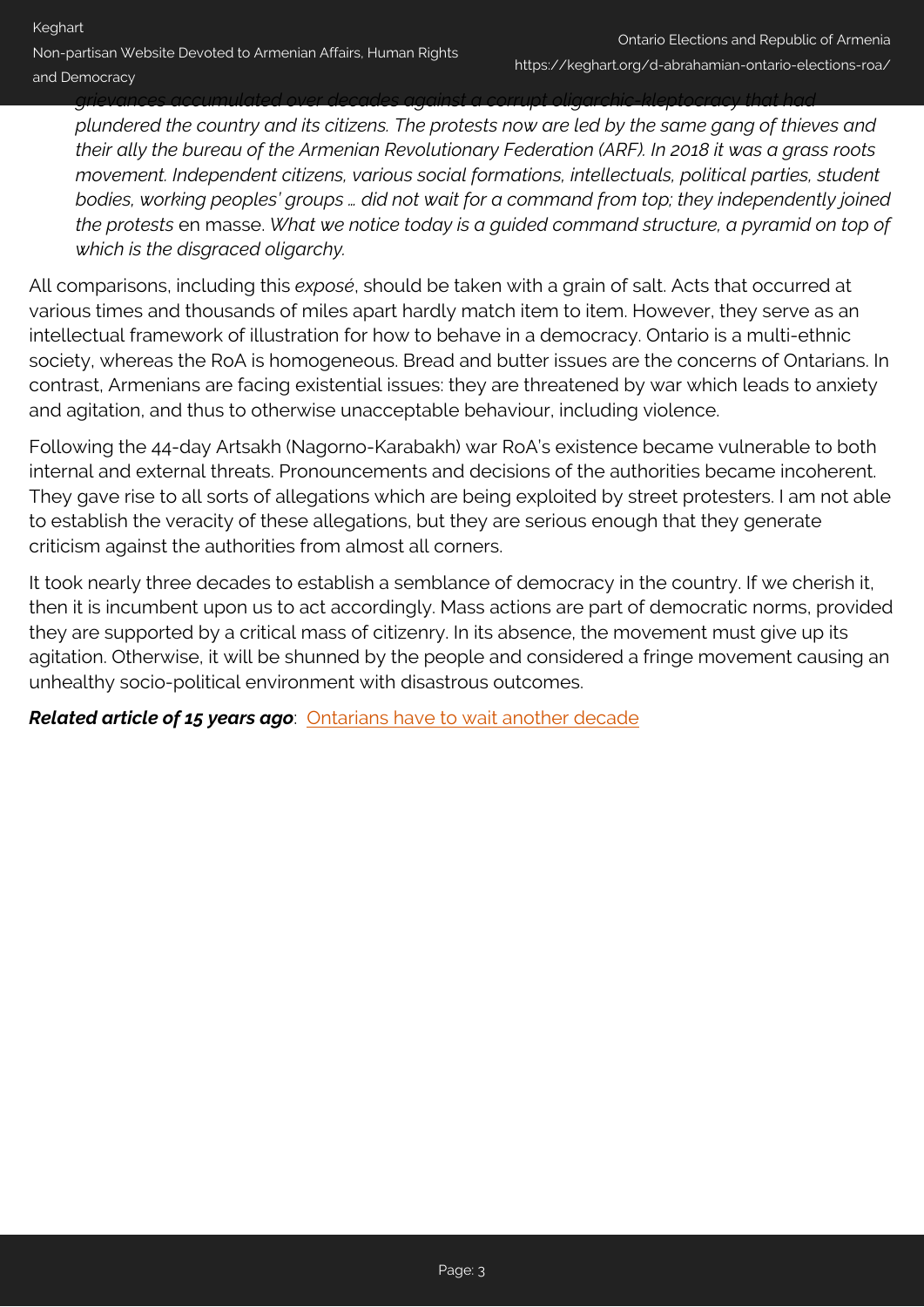> *grievances accumulated over decades against a corrupt oligarchic-kleptocracy that had plundered the country and its citizens. The protests now are led by the same gang of thieves and their ally the bureau of the Armenian Revolutionary Federation (ARF). In 2018 it was a grass roots movement. Independent citizens, various social formations, intellectuals, political parties, student bodies, working peoples' groups … did not wait for a command from top; they independently joined the protests* en masse. *What we notice today is a guided command structure, a pyramid on top of which is the disgraced oligarchy.*

All comparisons, including this *exposé*, should be taken with a grain of salt. Acts that occurred at various times and thousands of miles apart hardly match item to item. However, they serve as an intellectual framework of illustration for how to behave in a democracy. Ontario is a multi-ethnic society, whereas the RoA is homogeneous. Bread and butter issues are the concerns of Ontarians. In contrast, Armenians are facing existential issues: they are threatened by war which leads to anxiety and agitation, and thus to otherwise unacceptable behaviour, including violence.

Following the 44-day Artsakh (Nagorno-Karabakh) war RoA's existence became vulnerable to both internal and external threats. Pronouncements and decisions of the authorities became incoherent. They gave rise to all sorts of allegations which are being exploited by street protesters. I am not able to establish the veracity of these allegations, but they are serious enough that they generate criticism against the authorities from almost all corners.

It took nearly three decades to establish a semblance of democracy in the country. If we cherish it, then it is incumbent upon us to act accordingly. Mass actions are part of democratic norms, provided they are supported by a critical mass of citizenry. In its absence, the movement must give up its agitation. Otherwise, it will be shunned by the people and considered a fringe movement causing an unhealthy socio-political environment with disastrous outcomes.

***Related article of 15 years ago***: Ontarians have to wait another decade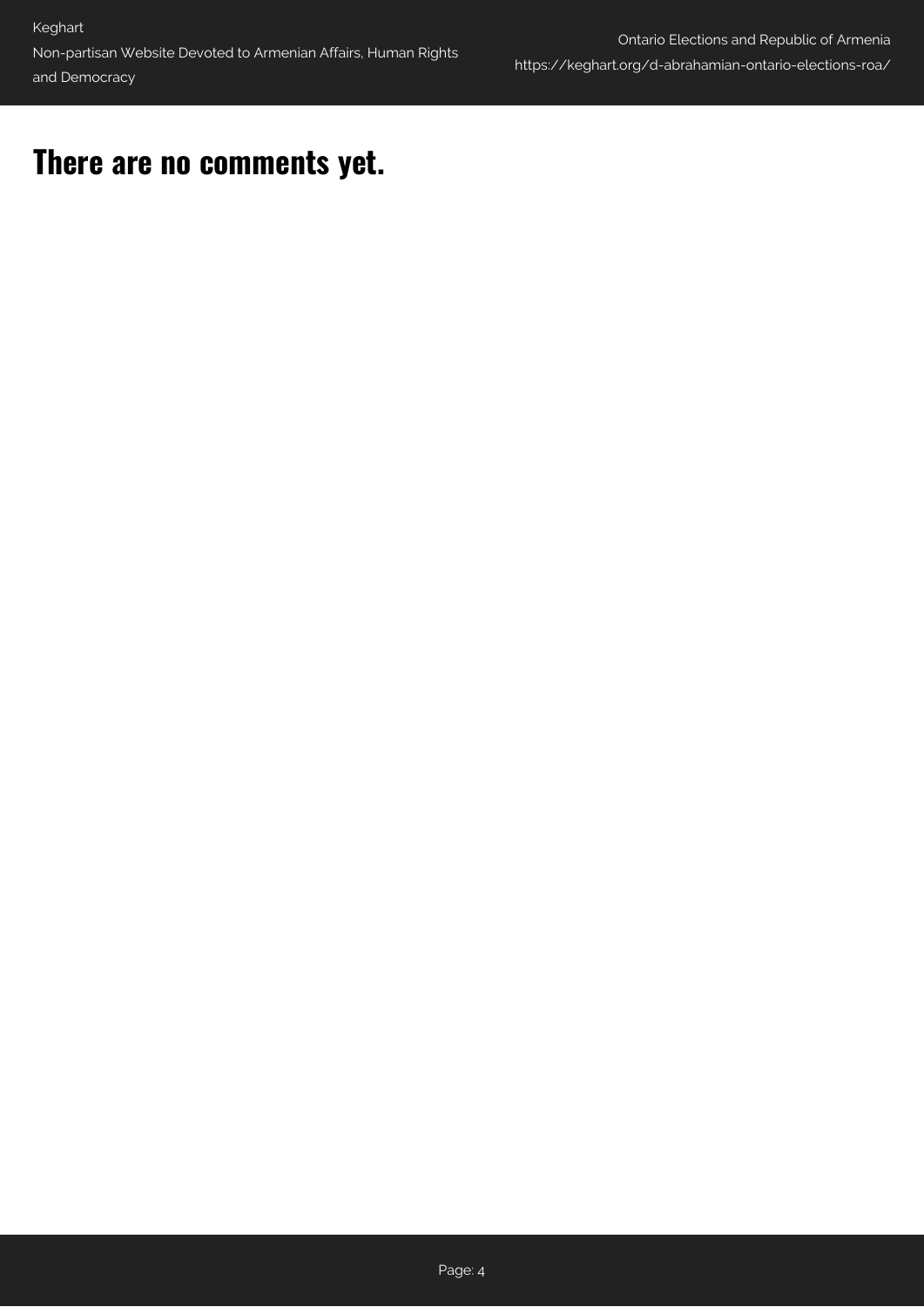# There are no comments yet.